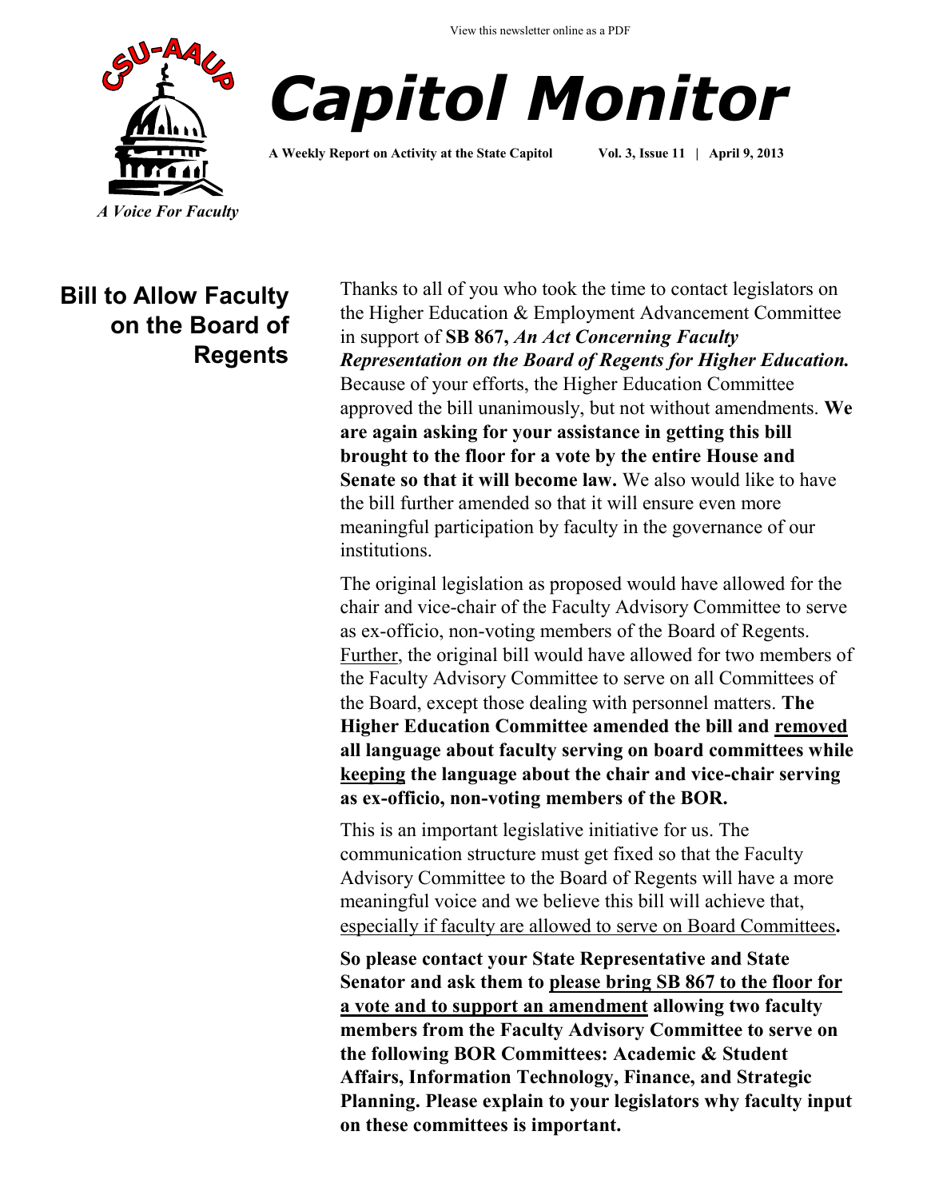View this newsletter online as a PDF

# Capitol Monitor

**A Weekly Report on Activity at the State Capitol** **Vol. 3, Issue 11 | April 9, 2013**

*A Voice For Faculty*

## Bill to Allow Faculty on the Board of Regents

Thanks to all of you who took the time to contact legislators on the Higher Education & Employment Advancement Committee in support of **SB 867,** ***An Act Concerning Faculty Representation on the Board of Regents for Higher Education.*** Because of your efforts, the Higher Education Committee approved the bill unanimously, but not without amendments. **We are again asking for your assistance in getting this bill brought to the floor for a vote by the entire House and Senate so that it will become law.** We also would like to have the bill further amended so that it will ensure even more meaningful participation by faculty in the governance of our institutions.

The original legislation as proposed would have allowed for the chair and vice-chair of the Faculty Advisory Committee to serve as ex-officio, non-voting members of the Board of Regents. Further, the original bill would have allowed for two members of the Faculty Advisory Committee to serve on all Committees of the Board, except those dealing with personnel matters. **The Higher Education Committee amended the bill and removed all language about faculty serving on board committees while keeping the language about the chair and vice-chair serving as ex-officio, non-voting members of the BOR.**

This is an important legislative initiative for us. The communication structure must get fixed so that the Faculty Advisory Committee to the Board of Regents will have a more meaningful voice and we believe this bill will achieve that, especially if faculty are allowed to serve on Board Committees**.**

**So please contact your State Representative and State Senator and ask them to please bring SB 867 to the floor for a vote and to support an amendment allowing two faculty members from the Faculty Advisory Committee to serve on the following BOR Committees: Academic & Student Affairs, Information Technology, Finance, and Strategic Planning. Please explain to your legislators why faculty input on these committees is important.**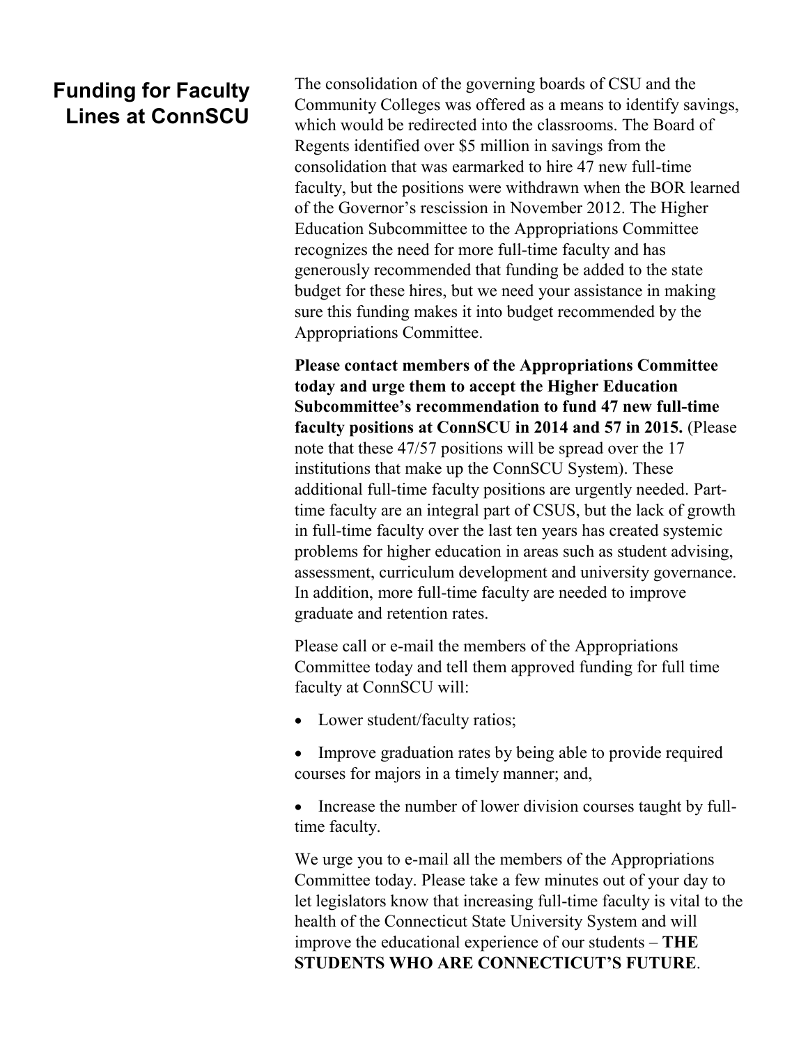## Funding for Faculty Lines at ConnSCU

The consolidation of the governing boards of CSU and the Community Colleges was offered as a means to identify savings, which would be redirected into the classrooms. The Board of Regents identified over $5 million in savings from the consolidation that was earmarked to hire 47 new full-time faculty, but the positions were withdrawn when the BOR learned of the Governor's rescission in November 2012. The Higher Education Subcommittee to the Appropriations Committee recognizes the need for more full-time faculty and has generously recommended that funding be added to the state budget for these hires, but we need your assistance in making sure this funding makes it into budget recommended by the Appropriations Committee.

**Please contact members of the Appropriations Committee today and urge them to accept the Higher Education Subcommittee's recommendation to fund 47 new full-time faculty positions at ConnSCU in 2014 and 57 in 2015.** (Please note that these 47/57 positions will be spread over the 17 institutions that make up the ConnSCU System). These additional full-time faculty positions are urgently needed. Part-time faculty are an integral part of CSUS, but the lack of growth in full-time faculty over the last ten years has created systemic problems for higher education in areas such as student advising, assessment, curriculum development and university governance. In addition, more full-time faculty are needed to improve graduate and retention rates.

Please call or e-mail the members of the Appropriations Committee today and tell them approved funding for full time faculty at ConnSCU will:

- Lower student/faculty ratios;
- Improve graduation rates by being able to provide required courses for majors in a timely manner; and,
- Increase the number of lower division courses taught by full-time faculty.

We urge you to e-mail all the members of the Appropriations Committee today. Please take a few minutes out of your day to let legislators know that increasing full-time faculty is vital to the health of the Connecticut State University System and will improve the educational experience of our students – **THE STUDENTS WHO ARE CONNECTICUT'S FUTURE**.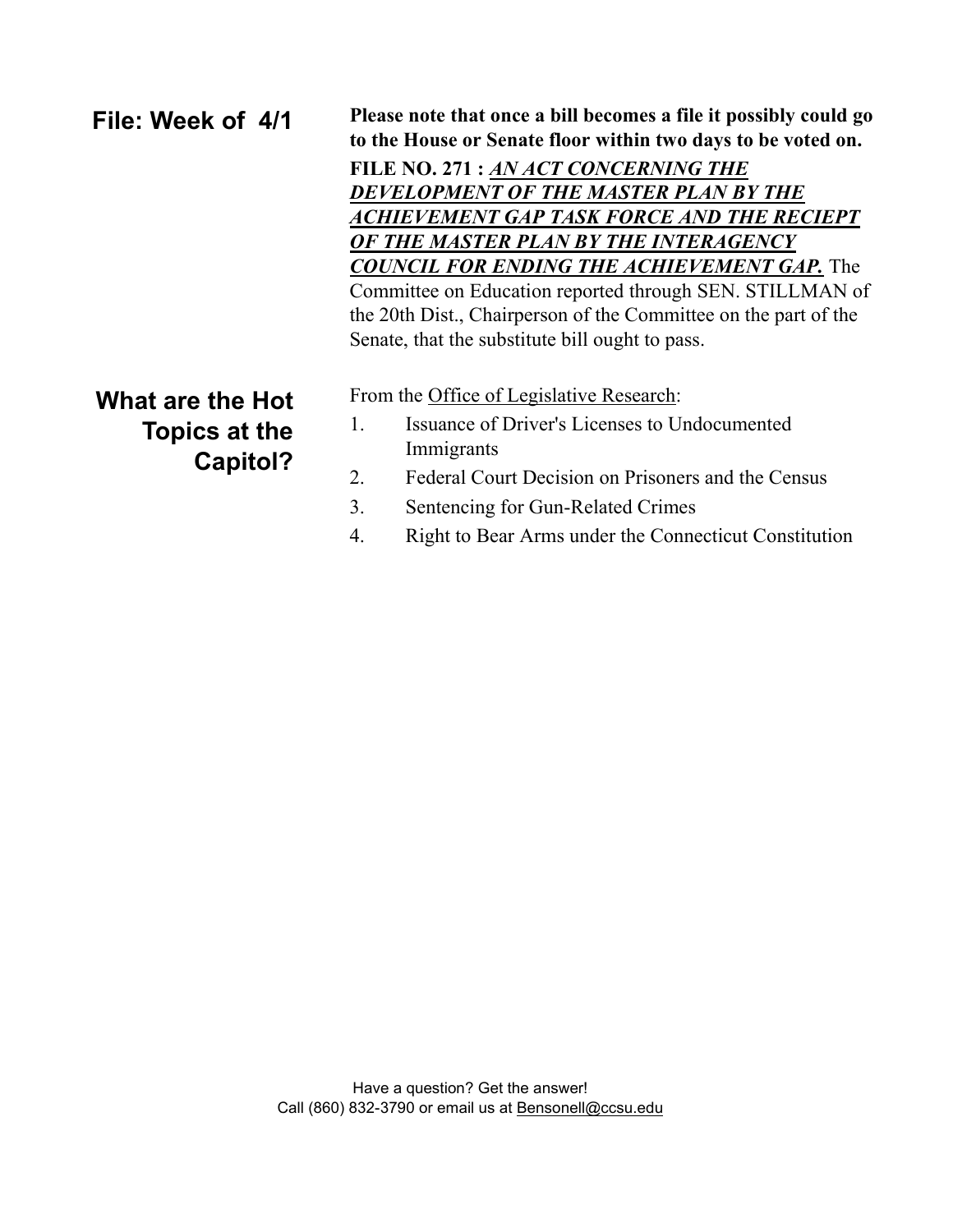## File: Week of 4/1

**Please note that once a bill becomes a file it possibly could go to the House or Senate floor within two days to be voted on.**

**FILE NO. 271 :** ***AN ACT CONCERNING THE DEVELOPMENT OF THE MASTER PLAN BY THE ACHIEVEMENT GAP TASK FORCE AND THE RECIEPT OF THE MASTER PLAN BY THE INTERAGENCY COUNCIL FOR ENDING THE ACHIEVEMENT GAP.*** The Committee on Education reported through SEN. STILLMAN of the 20th Dist., Chairperson of the Committee on the part of the Senate, that the substitute bill ought to pass.

## What are the Hot Topics at the Capitol?

From the Office of Legislative Research:

1. Issuance of Driver's Licenses to Undocumented Immigrants
2. Federal Court Decision on Prisoners and the Census
3. Sentencing for Gun-Related Crimes
4. Right to Bear Arms under the Connecticut Constitution

Have a question? Get the answer!
Call (860) 832-3790 or email us at Bensonell@ccsu.edu